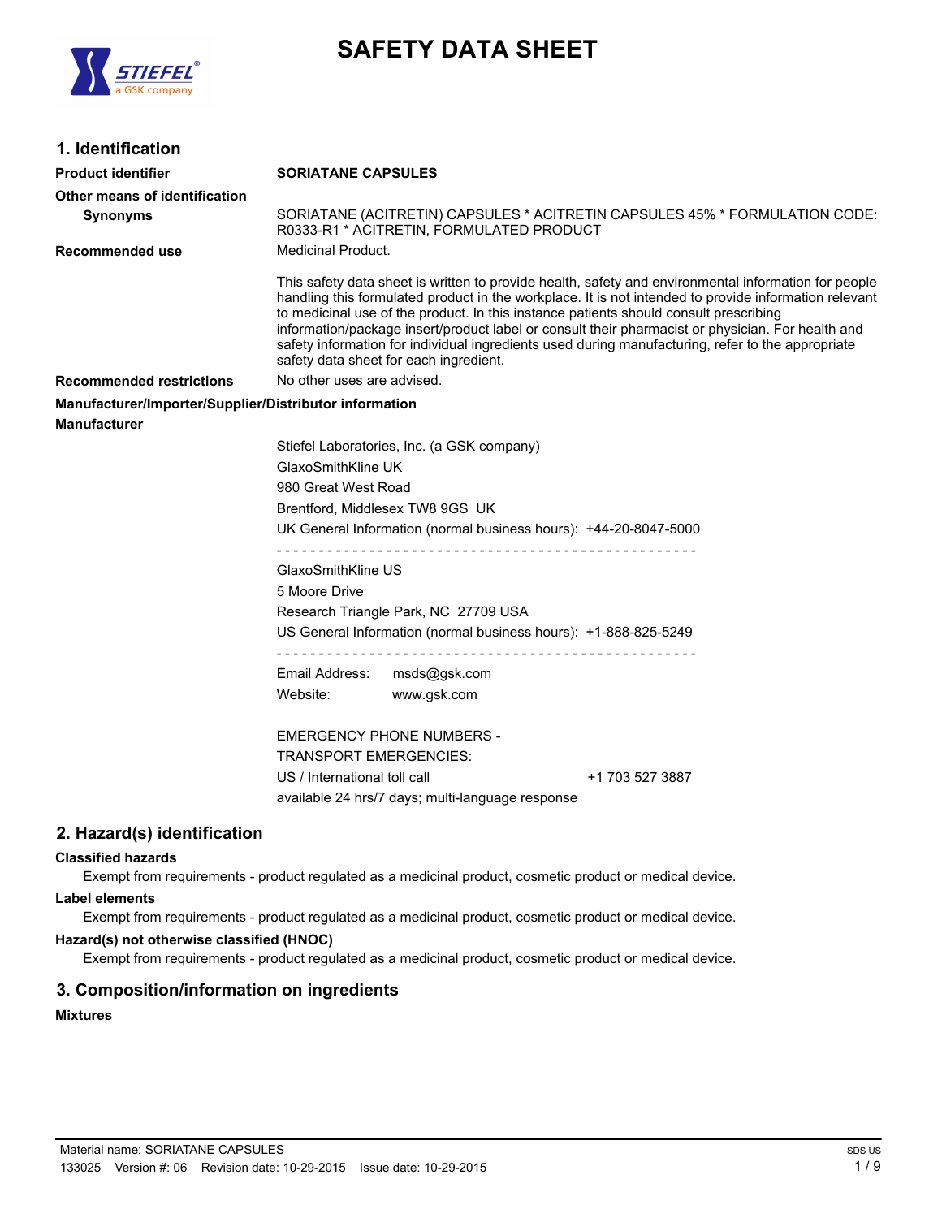# SAFETY DATA SHEET

## 1. Identification

**Product identifier** **SORIATANE CAPSULES**

**Other means of identification**

**Synonyms** SORIATANE (ACITRETIN) CAPSULES * ACITRETIN CAPSULES 45% * FORMULATION CODE: R0333-R1 * ACITRETIN, FORMULATED PRODUCT

**Recommended use** Medicinal Product.

This safety data sheet is written to provide health, safety and environmental information for people handling this formulated product in the workplace. It is not intended to provide information relevant to medicinal use of the product. In this instance patients should consult prescribing information/package insert/product label or consult their pharmacist or physician. For health and safety information for individual ingredients used during manufacturing, refer to the appropriate safety data sheet for each ingredient.

**Recommended restrictions** No other uses are advised.

**Manufacturer/Importer/Supplier/Distributor information**

**Manufacturer**

Stiefel Laboratories, Inc. (a GSK company)
GlaxoSmithKline UK
980 Great West Road
Brentford, Middlesex TW8 9GS UK
UK General Information (normal business hours): +44-20-8047-5000

- - - - - - - - - - - - - - - - - - - - - - - - - - - - - - - - - - - - - - - - - - - - - - - - - -

GlaxoSmithKline US
5 Moore Drive
Research Triangle Park, NC 27709 USA
US General Information (normal business hours): +1-888-825-5249

- - - - - - - - - - - - - - - - - - - - - - - - - - - - - - - - - - - - - - - - - - - - - - - - - -

Email Address: msds@gsk.com
Website: www.gsk.com

EMERGENCY PHONE NUMBERS -
TRANSPORT EMERGENCIES:
US / International toll call +1 703 527 3887
available 24 hrs/7 days; multi-language response

## 2. Hazard(s) identification

**Classified hazards**

Exempt from requirements - product regulated as a medicinal product, cosmetic product or medical device.

**Label elements**

Exempt from requirements - product regulated as a medicinal product, cosmetic product or medical device.

**Hazard(s) not otherwise classified (HNOC)**

Exempt from requirements - product regulated as a medicinal product, cosmetic product or medical device.

## 3. Composition/information on ingredients

**Mixtures**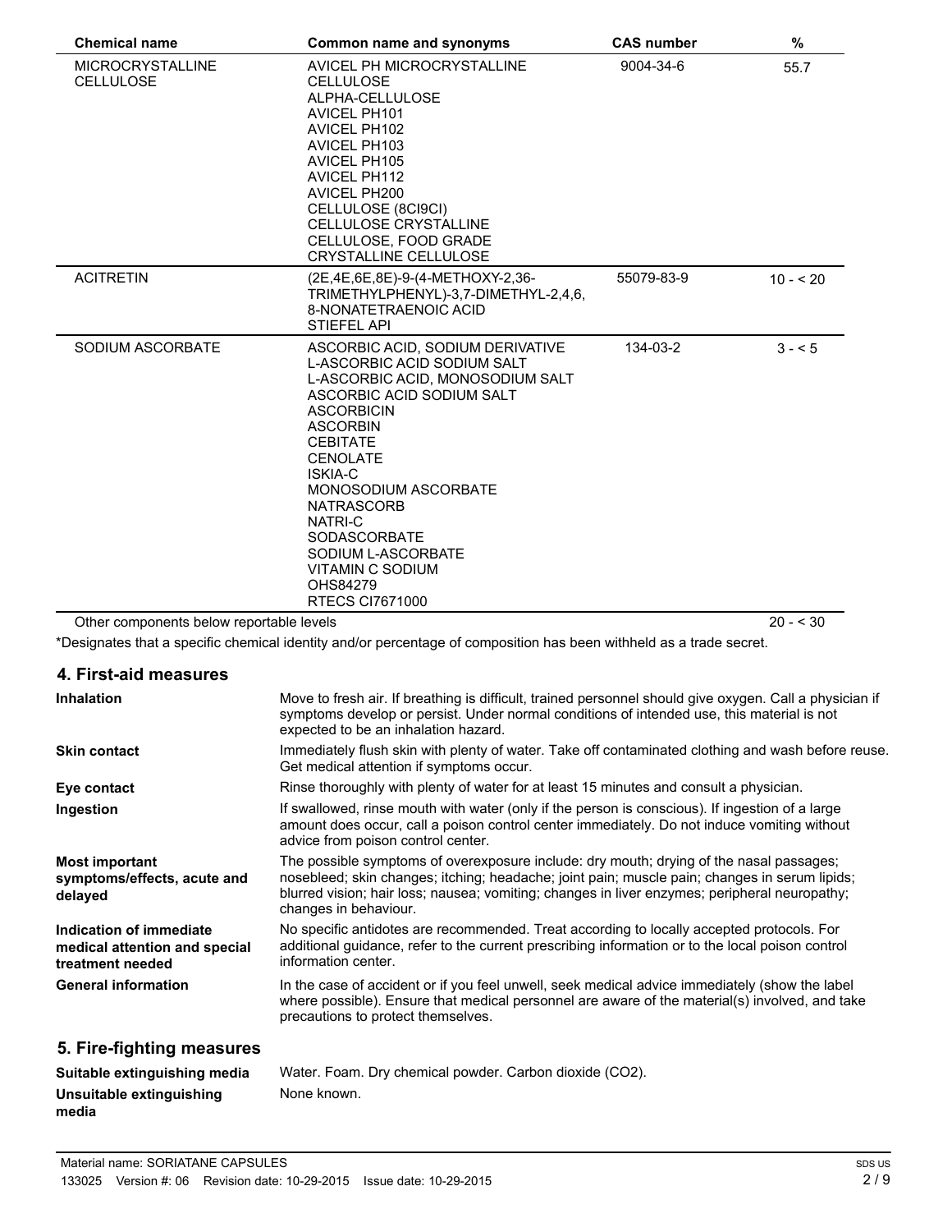| Chemical name | Common name and synonyms | CAS number | % |
|---|---|---|---|
| MICROCRYSTALLINE CELLULOSE | AVICEL PH MICROCRYSTALLINE CELLULOSE<br>ALPHA-CELLULOSE<br>AVICEL PH101<br>AVICEL PH102<br>AVICEL PH103<br>AVICEL PH105<br>AVICEL PH112<br>AVICEL PH200<br>CELLULOSE (8CI9CI)<br>CELLULOSE CRYSTALLINE<br>CELLULOSE, FOOD GRADE<br>CRYSTALLINE CELLULOSE | 9004-34-6 | 55.7 |
| ACITRETIN | (2E,4E,6E,8E)-9-(4-METHOXY-2,36-TRIMETHYLPHENYL)-3,7-DIMETHYL-2,4,6, 8-NONATETRAENOIC ACID<br>STIEFEL API | 55079-83-9 | 10 - < 20 |
| SODIUM ASCORBATE | ASCORBIC ACID, SODIUM DERIVATIVE<br>L-ASCORBIC ACID SODIUM SALT<br>L-ASCORBIC ACID, MONOSODIUM SALT<br>ASCORBIC ACID SODIUM SALT<br>ASCORBICIN<br>ASCORBIN<br>CEBITATE<br>CENOLATE<br>ISKIA-C<br>MONOSODIUM ASCORBATE<br>NATRASCORB<br>NATRI-C<br>SODASCORBATE<br>SODIUM L-ASCORBATE<br>VITAMIN C SODIUM<br>OHS84279<br>RTECS CI7671000 | 134-03-2 | 3 - < 5 |
| Other components below reportable levels | | | 20 - < 30 |

*Designates that a specific chemical identity and/or percentage of composition has been withheld as a trade secret.

## 4. First-aid measures

**Inhalation**
Move to fresh air. If breathing is difficult, trained personnel should give oxygen. Call a physician if symptoms develop or persist. Under normal conditions of intended use, this material is not expected to be an inhalation hazard.

**Skin contact**
Immediately flush skin with plenty of water. Take off contaminated clothing and wash before reuse. Get medical attention if symptoms occur.

**Eye contact**
Rinse thoroughly with plenty of water for at least 15 minutes and consult a physician.

**Ingestion**
If swallowed, rinse mouth with water (only if the person is conscious). If ingestion of a large amount does occur, call a poison control center immediately. Do not induce vomiting without advice from poison control center.

**Most important symptoms/effects, acute and delayed**
The possible symptoms of overexposure include: dry mouth; drying of the nasal passages; nosebleed; skin changes; itching; headache; joint pain; muscle pain; changes in serum lipids; blurred vision; hair loss; nausea; vomiting; changes in liver enzymes; peripheral neuropathy; changes in behaviour.

**Indication of immediate medical attention and special treatment needed**
No specific antidotes are recommended. Treat according to locally accepted protocols. For additional guidance, refer to the current prescribing information or to the local poison control information center.

**General information**
In the case of accident or if you feel unwell, seek medical advice immediately (show the label where possible). Ensure that medical personnel are aware of the material(s) involved, and take precautions to protect themselves.

## 5. Fire-fighting measures

**Suitable extinguishing media**
Water. Foam. Dry chemical powder. Carbon dioxide ($CO_2$).

**Unsuitable extinguishing media**
None known.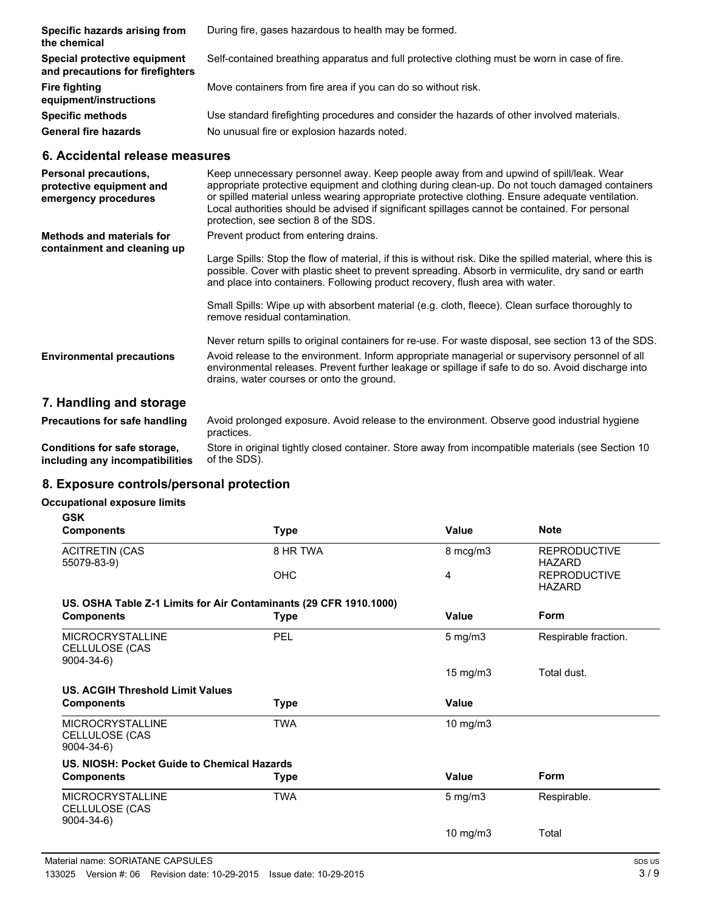| | |
|---|---|
| **Specific hazards arising from the chemical** | During fire, gases hazardous to health may be formed. |
| **Special protective equipment and precautions for firefighters** | Self-contained breathing apparatus and full protective clothing must be worn in case of fire. |
| **Fire fighting equipment/instructions** | Move containers from fire area if you can do so without risk. |
| **Specific methods** | Use standard firefighting procedures and consider the hazards of other involved materials. |
| **General fire hazards** | No unusual fire or explosion hazards noted. |

## 6. Accidental release measures

**Personal precautions, protective equipment and emergency procedures**

Keep unnecessary personnel away. Keep people away from and upwind of spill/leak. Wear appropriate protective equipment and clothing during clean-up. Do not touch damaged containers or spilled material unless wearing appropriate protective clothing. Ensure adequate ventilation. Local authorities should be advised if significant spillages cannot be contained. For personal protection, see section 8 of the SDS.

**Methods and materials for containment and cleaning up**

Prevent product from entering drains.

Large Spills: Stop the flow of material, if this is without risk. Dike the spilled material, where this is possible. Cover with plastic sheet to prevent spreading. Absorb in vermiculite, dry sand or earth and place into containers. Following product recovery, flush area with water.

Small Spills: Wipe up with absorbent material (e.g. cloth, fleece). Clean surface thoroughly to remove residual contamination.

Never return spills to original containers for re-use. For waste disposal, see section 13 of the SDS.

**Environmental precautions**

Avoid release to the environment. Inform appropriate managerial or supervisory personnel of all environmental releases. Prevent further leakage or spillage if safe to do so. Avoid discharge into drains, water courses or onto the ground.

## 7. Handling and storage

**Precautions for safe handling**

Avoid prolonged exposure. Avoid release to the environment. Observe good industrial hygiene practices.

**Conditions for safe storage, including any incompatibilities**

Store in original tightly closed container. Store away from incompatible materials (see Section 10 of the SDS).

## 8. Exposure controls/personal protection

**Occupational exposure limits**

**GSK**

| Components | Type | Value | Note |
|---|---|---|---|
| ACITRETIN (CAS 55079-83-9) | 8 HR TWA | 8 mcg/m3 | REPRODUCTIVE HAZARD |
| | OHC | 4 | REPRODUCTIVE HAZARD |

**US. OSHA Table Z-1 Limits for Air Contaminants (29 CFR 1910.1000)**

| Components | Type | Value | Form |
|---|---|---|---|
| MICROCRYSTALLINE CELLULOSE (CAS 9004-34-6) | PEL | 5 mg/m3 | Respirable fraction. |
| | | 15 mg/m3 | Total dust. |

**US. ACGIH Threshold Limit Values**

| Components | Type | Value |
|---|---|---|
| MICROCRYSTALLINE CELLULOSE (CAS 9004-34-6) | TWA | 10 mg/m3 |

**US. NIOSH: Pocket Guide to Chemical Hazards**

| Components | Type | Value | Form |
|---|---|---|---|
| MICROCRYSTALLINE CELLULOSE (CAS 9004-34-6) | TWA | 5 mg/m3 | Respirable. |
| | | 10 mg/m3 | Total |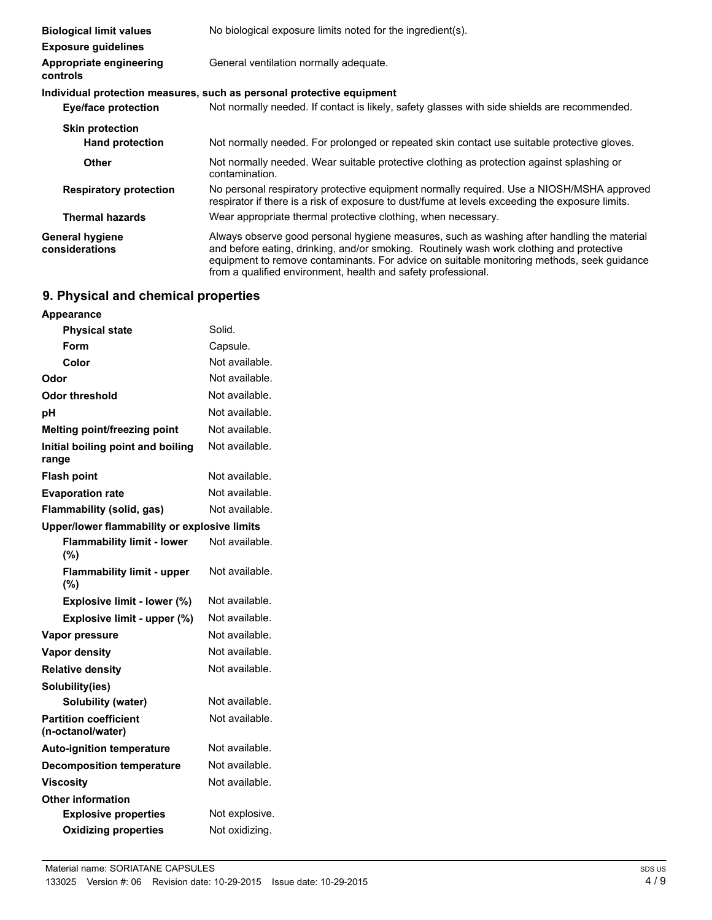| | |
|---|---|
| **Biological limit values** | No biological exposure limits noted for the ingredient(s). |
| **Exposure guidelines** | |
| **Appropriate engineering controls** | General ventilation normally adequate. |

**Individual protection measures, such as personal protective equipment**

| | |
|---|---|
| **Eye/face protection** | Not normally needed. If contact is likely, safety glasses with side shields are recommended. |
| **Skin protection** | |
| **Hand protection** | Not normally needed. For prolonged or repeated skin contact use suitable protective gloves. |
| **Other** | Not normally needed. Wear suitable protective clothing as protection against splashing or contamination. |
| **Respiratory protection** | No personal respiratory protective equipment normally required. Use a NIOSH/MSHA approved respirator if there is a risk of exposure to dust/fume at levels exceeding the exposure limits. |
| **Thermal hazards** | Wear appropriate thermal protective clothing, when necessary. |
| **General hygiene considerations** | Always observe good personal hygiene measures, such as washing after handling the material and before eating, drinking, and/or smoking. Routinely wash work clothing and protective equipment to remove contaminants. For advice on suitable monitoring methods, seek guidance from a qualified environment, health and safety professional. |

## 9. Physical and chemical properties

| | |
|---|---|
| **Appearance** | |
| **Physical state** | Solid. |
| **Form** | Capsule. |
| **Color** | Not available. |
| **Odor** | Not available. |
| **Odor threshold** | Not available. |
| **pH** | Not available. |
| **Melting point/freezing point** | Not available. |
| **Initial boiling point and boiling range** | Not available. |
| **Flash point** | Not available. |
| **Evaporation rate** | Not available. |
| **Flammability (solid, gas)** | Not available. |
| **Upper/lower flammability or explosive limits** | |
| **Flammability limit - lower (%)** | Not available. |
| **Flammability limit - upper (%)** | Not available. |
| **Explosive limit - lower (%)** | Not available. |
| **Explosive limit - upper (%)** | Not available. |
| **Vapor pressure** | Not available. |
| **Vapor density** | Not available. |
| **Relative density** | Not available. |
| **Solubility(ies)** | |
| **Solubility (water)** | Not available. |
| **Partition coefficient (n-octanol/water)** | Not available. |
| **Auto-ignition temperature** | Not available. |
| **Decomposition temperature** | Not available. |
| **Viscosity** | Not available. |
| **Other information** | |
| **Explosive properties** | Not explosive. |
| **Oxidizing properties** | Not oxidizing. |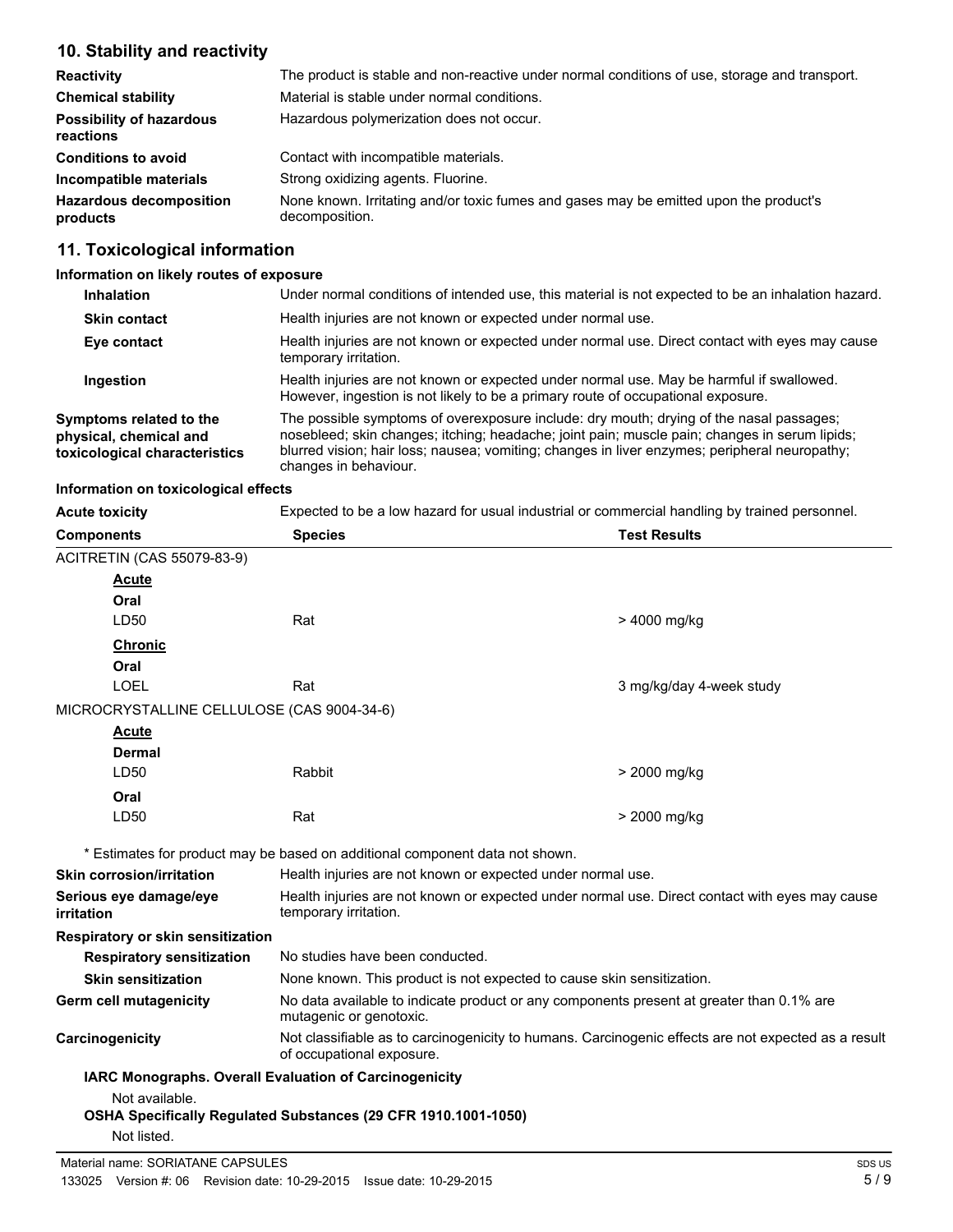## 10. Stability and reactivity

| | |
|---|---|
| **Reactivity** | The product is stable and non-reactive under normal conditions of use, storage and transport. |
| **Chemical stability** | Material is stable under normal conditions. |
| **Possibility of hazardous reactions** | Hazardous polymerization does not occur. |
| **Conditions to avoid** | Contact with incompatible materials. |
| **Incompatible materials** | Strong oxidizing agents. Fluorine. |
| **Hazardous decomposition products** | None known. Irritating and/or toxic fumes and gases may be emitted upon the product's decomposition. |

## 11. Toxicological information

**Information on likely routes of exposure**

| | |
|---|---|
| **Inhalation** | Under normal conditions of intended use, this material is not expected to be an inhalation hazard. |
| **Skin contact** | Health injuries are not known or expected under normal use. |
| **Eye contact** | Health injuries are not known or expected under normal use. Direct contact with eyes may cause temporary irritation. |
| **Ingestion** | Health injuries are not known or expected under normal use. May be harmful if swallowed. However, ingestion is not likely to be a primary route of occupational exposure. |
| **Symptoms related to the physical, chemical and toxicological characteristics** | The possible symptoms of overexposure include: dry mouth; drying of the nasal passages; nosebleed; skin changes; itching; headache; joint pain; muscle pain; changes in serum lipids; blurred vision; hair loss; nausea; vomiting; changes in liver enzymes; peripheral neuropathy; changes in behaviour. |

**Information on toxicological effects**

**Acute toxicity** Expected to be a low hazard for usual industrial or commercial handling by trained personnel.

| Components | Species | Test Results |
|---|---|---|
| ACITRETIN (CAS 55079-83-9) | | |
| **Acute** | | |
| **Oral** | | |
| LD50 | Rat | > 4000 mg/kg |
| **Chronic** | | |
| **Oral** | | |
| LOEL | Rat | 3 mg/kg/day 4-week study |
| MICROCRYSTALLINE CELLULOSE (CAS 9004-34-6) | | |
| **Acute** | | |
| **Dermal** | | |
| LD50 | Rabbit | > 2000 mg/kg |
| **Oral** | | |
| LD50 | Rat | > 2000 mg/kg |

\* Estimates for product may be based on additional component data not shown.

| | |
|---|---|
| **Skin corrosion/irritation** | Health injuries are not known or expected under normal use. |
| **Serious eye damage/eye irritation** | Health injuries are not known or expected under normal use. Direct contact with eyes may cause temporary irritation. |

**Respiratory or skin sensitization**

| | |
|---|---|
| **Respiratory sensitization** | No studies have been conducted. |
| **Skin sensitization** | None known. This product is not expected to cause skin sensitization. |
| **Germ cell mutagenicity** | No data available to indicate product or any components present at greater than 0.1% are mutagenic or genotoxic. |
| **Carcinogenicity** | Not classifiable as to carcinogenicity to humans. Carcinogenic effects are not expected as a result of occupational exposure. |

**IARC Monographs. Overall Evaluation of Carcinogenicity**

Not available.

**OSHA Specifically Regulated Substances (29 CFR 1910.1001-1050)**

Not listed.

Material name: SORIATANE CAPSULES

133025 Version #: 06 Revision date: 10-29-2015 Issue date: 10-29-2015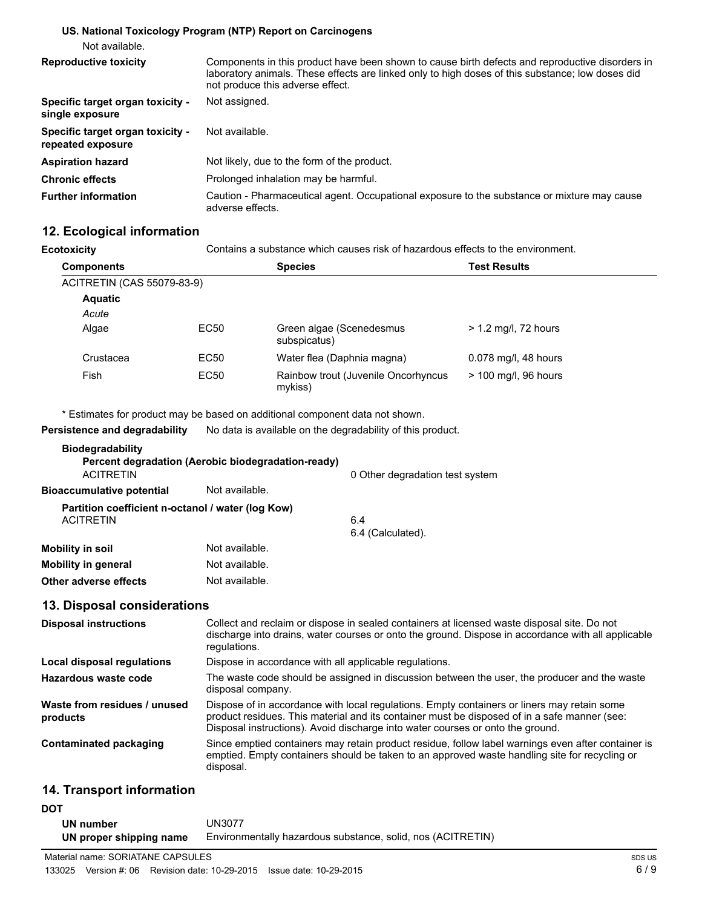**US. National Toxicology Program (NTP) Report on Carcinogens**

Not available.

| | |
|---|---|
| **Reproductive toxicity** | Components in this product have been shown to cause birth defects and reproductive disorders in laboratory animals. These effects are linked only to high doses of this substance; low doses did not produce this adverse effect. |
| **Specific target organ toxicity - single exposure** | Not assigned. |
| **Specific target organ toxicity - repeated exposure** | Not available. |
| **Aspiration hazard** | Not likely, due to the form of the product. |
| **Chronic effects** | Prolonged inhalation may be harmful. |
| **Further information** | Caution - Pharmaceutical agent. Occupational exposure to the substance or mixture may cause adverse effects. |

## 12. Ecological information

**Ecotoxicity** Contains a substance which causes risk of hazardous effects to the environment.

| Components | | Species | Test Results |
|---|---|---|---|
| ACITRETIN (CAS 55079-83-9) | | | |
| **Aquatic** | | | |
| *Acute* | | | |
| Algae | EC50 | Green algae (Scenedesmus subspicatus) | > 1.2 mg/l, 72 hours |
| Crustacea | EC50 | Water flea (Daphnia magna) | 0.078 mg/l, 48 hours |
| Fish | EC50 | Rainbow trout (Juvenile Oncorhyncus mykiss) | > 100 mg/l, 96 hours |

\* Estimates for product may be based on additional component data not shown.

**Persistence and degradability** No data is available on the degradability of this product.

**Biodegradability**

**Percent degradation (Aerobic biodegradation-ready)**

ACITRETIN 0 Other degradation test system

**Bioaccumulative potential** Not available.

**Partition coefficient n-octanol / water (log Kow)**

ACITRETIN 6.4
6.4 (Calculated).

| | |
|---|---|
| **Mobility in soil** | Not available. |
| **Mobility in general** | Not available. |
| **Other adverse effects** | Not available. |

## 13. Disposal considerations

| | |
|---|---|
| **Disposal instructions** | Collect and reclaim or dispose in sealed containers at licensed waste disposal site. Do not discharge into drains, water courses or onto the ground. Dispose in accordance with all applicable regulations. |
| **Local disposal regulations** | Dispose in accordance with all applicable regulations. |
| **Hazardous waste code** | The waste code should be assigned in discussion between the user, the producer and the waste disposal company. |
| **Waste from residues / unused products** | Dispose of in accordance with local regulations. Empty containers or liners may retain some product residues. This material and its container must be disposed of in a safe manner (see: Disposal instructions). Avoid discharge into water courses or onto the ground. |
| **Contaminated packaging** | Since emptied containers may retain product residue, follow label warnings even after container is emptied. Empty containers should be taken to an approved waste handling site for recycling or disposal. |

## 14. Transport information

**DOT**

| | |
|---|---|
| **UN number** | UN3077 |
| **UN proper shipping name** | Environmentally hazardous substance, solid, nos (ACITRETIN) |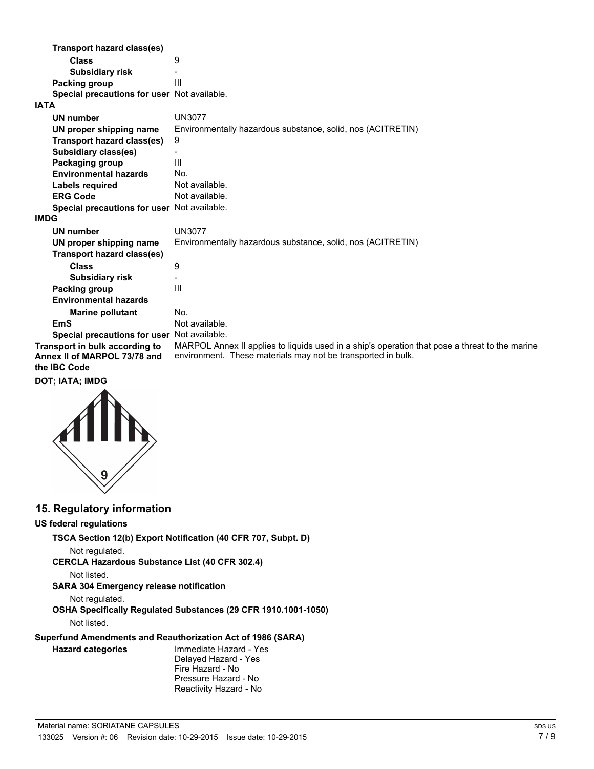**Transport hazard class(es)**

**Class** 9

**Subsidiary risk** -

**Packing group** III

**Special precautions for user** Not available.

**IATA**

| | |
|---|---|
| **UN number** | UN3077 |
| **UN proper shipping name** | Environmentally hazardous substance, solid, nos (ACITRETIN) |
| **Transport hazard class(es)** | 9 |
| **Subsidiary class(es)** | - |
| **Packaging group** | III |
| **Environmental hazards** | No. |
| **Labels required** | Not available. |
| **ERG Code** | Not available. |
| **Special precautions for user** | Not available. |

**IMDG**

| | |
|---|---|
| **UN number** | UN3077 |
| **UN proper shipping name** | Environmentally hazardous substance, solid, nos (ACITRETIN) |
| **Transport hazard class(es)** | |
| **Class** | 9 |
| **Subsidiary risk** | - |
| **Packing group** | III |
| **Environmental hazards** | |
| **Marine pollutant** | No. |
| **EmS** | Not available. |
| **Special precautions for user** | Not available. |

**Transport in bulk according to Annex II of MARPOL 73/78 and the IBC Code** MARPOL Annex II applies to liquids used in a ship's operation that pose a threat to the marine environment. These materials may not be transported in bulk.

**DOT; IATA; IMDG**

## 15. Regulatory information

**US federal regulations**

**TSCA Section 12(b) Export Notification (40 CFR 707, Subpt. D)**

Not regulated.

**CERCLA Hazardous Substance List (40 CFR 302.4)**

Not listed.

**SARA 304 Emergency release notification**

Not regulated.

**OSHA Specifically Regulated Substances (29 CFR 1910.1001-1050)**

Not listed.

**Superfund Amendments and Reauthorization Act of 1986 (SARA)**

**Hazard categories**
Immediate Hazard - Yes
Delayed Hazard - Yes
Fire Hazard - No
Pressure Hazard - No
Reactivity Hazard - No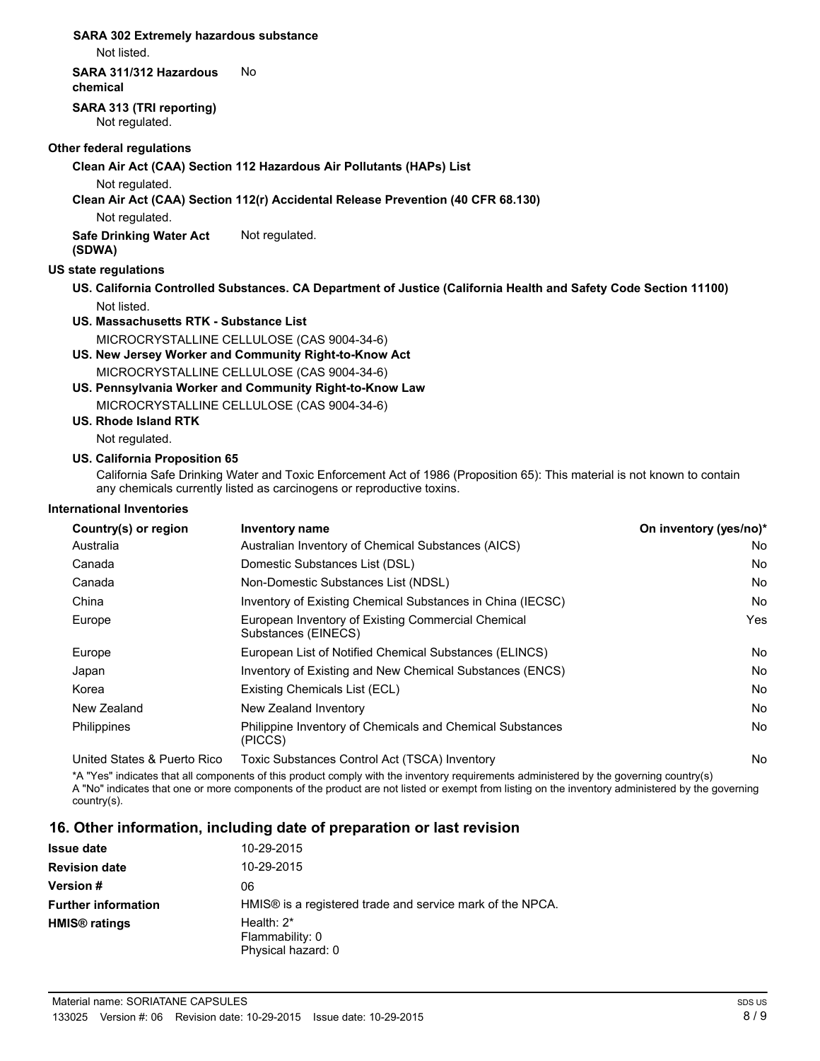**SARA 302 Extremely hazardous substance**

Not listed.

**SARA 311/312 Hazardous chemical** No

**SARA 313 (TRI reporting)**

Not regulated.

**Other federal regulations**

**Clean Air Act (CAA) Section 112 Hazardous Air Pollutants (HAPs) List**

Not regulated.

**Clean Air Act (CAA) Section 112(r) Accidental Release Prevention (40 CFR 68.130)**

Not regulated.

**Safe Drinking Water Act (SDWA)** Not regulated.

**US state regulations**

**US. California Controlled Substances. CA Department of Justice (California Health and Safety Code Section 11100)**

Not listed.

**US. Massachusetts RTK - Substance List**

MICROCRYSTALLINE CELLULOSE (CAS 9004-34-6)

**US. New Jersey Worker and Community Right-to-Know Act**

MICROCRYSTALLINE CELLULOSE (CAS 9004-34-6)

**US. Pennsylvania Worker and Community Right-to-Know Law**

MICROCRYSTALLINE CELLULOSE (CAS 9004-34-6)

**US. Rhode Island RTK**

Not regulated.

**US. California Proposition 65**

California Safe Drinking Water and Toxic Enforcement Act of 1986 (Proposition 65): This material is not known to contain any chemicals currently listed as carcinogens or reproductive toxins.

**International Inventories**

| Country(s) or region | Inventory name | On inventory (yes/no)* |
|---|---|---|
| Australia | Australian Inventory of Chemical Substances (AICS) | No |
| Canada | Domestic Substances List (DSL) | No |
| Canada | Non-Domestic Substances List (NDSL) | No |
| China | Inventory of Existing Chemical Substances in China (IECSC) | No |
| Europe | European Inventory of Existing Commercial Chemical Substances (EINECS) | Yes |
| Europe | European List of Notified Chemical Substances (ELINCS) | No |
| Japan | Inventory of Existing and New Chemical Substances (ENCS) | No |
| Korea | Existing Chemicals List (ECL) | No |
| New Zealand | New Zealand Inventory | No |
| Philippines | Philippine Inventory of Chemicals and Chemical Substances (PICCS) | No |
| United States & Puerto Rico | Toxic Substances Control Act (TSCA) Inventory | No |

*A "Yes" indicates that all components of this product comply with the inventory requirements administered by the governing country(s)
A "No" indicates that one or more components of the product are not listed or exempt from listing on the inventory administered by the governing country(s).

## 16. Other information, including date of preparation or last revision

| | |
|---|---|
| **Issue date** | 10-29-2015 |
| **Revision date** | 10-29-2015 |
| **Version #** | 06 |
| **Further information** | HMIS® is a registered trade and service mark of the NPCA. |
| **HMIS® ratings** | Health: 2*<br>Flammability: 0<br>Physical hazard: 0 |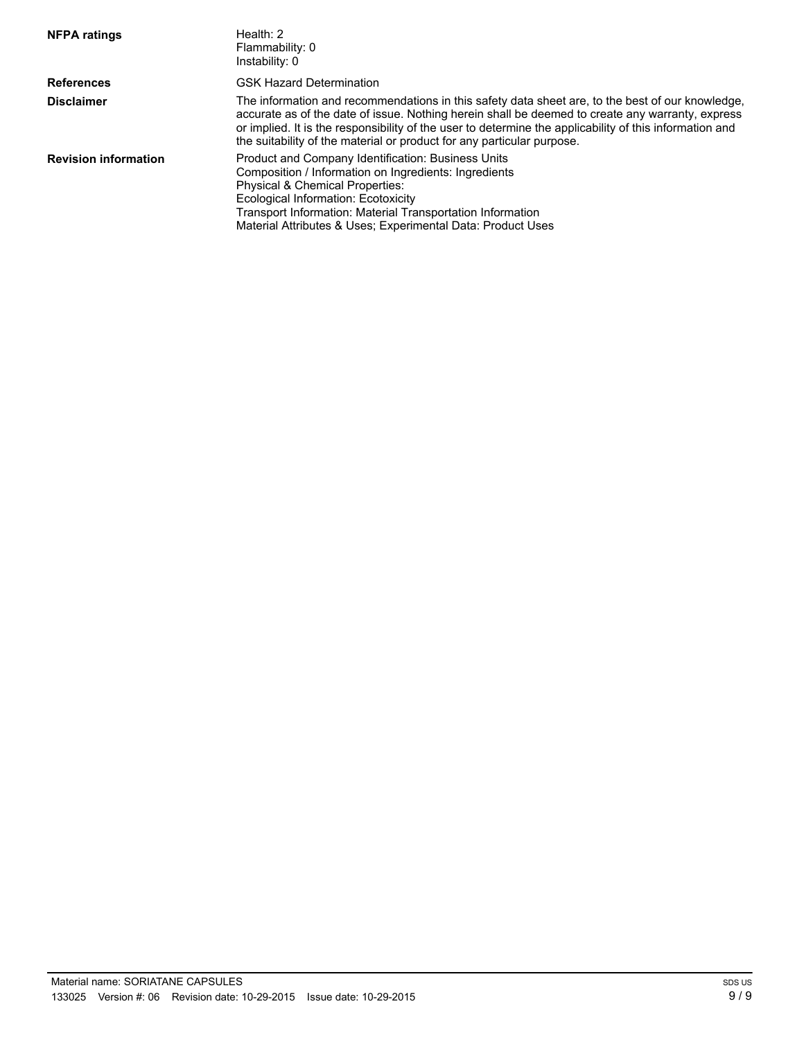**NFPA ratings**

Health: 2
Flammability: 0
Instability: 0

**References**

GSK Hazard Determination

**Disclaimer**

The information and recommendations in this safety data sheet are, to the best of our knowledge, accurate as of the date of issue. Nothing herein shall be deemed to create any warranty, express or implied. It is the responsibility of the user to determine the applicability of this information and the suitability of the material or product for any particular purpose.

**Revision information**

Product and Company Identification: Business Units
Composition / Information on Ingredients: Ingredients
Physical & Chemical Properties:
Ecological Information: Ecotoxicity
Transport Information: Material Transportation Information
Material Attributes & Uses; Experimental Data: Product Uses